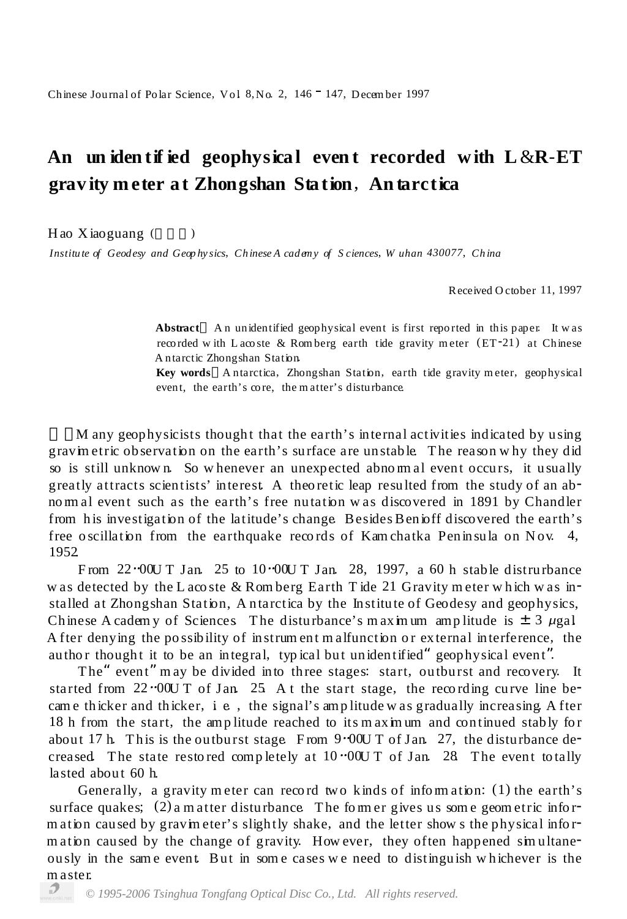# An unidentified geophysical event recorded with L&R-ET gravity meter at Zhongshan Station, Antarctica

Hao Xiaoguang (   )

*Institute of Geodesy and Geophysics, Chinese Academy of Sciences, Wuhan 430077, China*

Received October 11, 1997

**Abstract** An unidentified geophysical event is first reported in this paper. It was recorded with Lacoste & Romberg earth tide gravity meter (ET-21) at Chinese Antarctic Zhongshan Station.

**Key words** Antarctica, Zhongshan Station, earth tide gravity meter, geophysical event, the earth's core, the matter's disturbance.

Many geophysicists thought that the earth's internal activities indicated by using gravimetric observation on the earth's surface are unstable. The reason why they did so is still unknown. So whenever an unexpected abnormal event occurs, it usually greatly attracts scientists' interest. A theoretic leap resulted from the study of an abnormal event such as the earth's free nutation was discovered in 1891 by Chandler from his investigation of the latitude's change. Besides Benioff discovered the earth's free oscillation from the earthquake records of Kamchatka Peninsula on Nov. 4, 1952.

From 22:00UT Jan. 25 to 10:00UT Jan. 28, 1997, a 60 h stable distrurbance was detected by the Lacoste & Romberg Earth Tide 21 Gravity meter which was installed at Zhongshan Station, Antarctica by the Institute of Geodesy and geophysics, Chinese Academy of Sciences. The disturbance's maximum amplitude is $\pm 3\ \mu$gal. After denying the possibility of instrument malfunction or external interference, the author thought it to be an integral, typical but unidentified "geophysical event".

The "event" may be divided into three stages: start, outburst and recovery. It started from 22:00UT of Jan. 25. At the start stage, the recording curve line became thicker and thicker, i.e., the signal's amplitude was gradually increasing. After 18 h from the start, the amplitude reached to its maximum and continued stably for about 17 h. This is the outburst stage. From 9:00UT of Jan. 27, the disturbance decreased. The state restored completely at 10:00UT of Jan. 28. The event totally lasted about 60 h.

Generally, a gravity meter can record two kinds of information: (1) the earth's surface quakes; (2) a matter disturbance. The former gives us some geometric information caused by gravimeter's slightly shake, and the letter shows the physical information caused by the change of gravity. However, they often happened simultaneously in the same event. But in some cases we need to distinguish whichever is the master.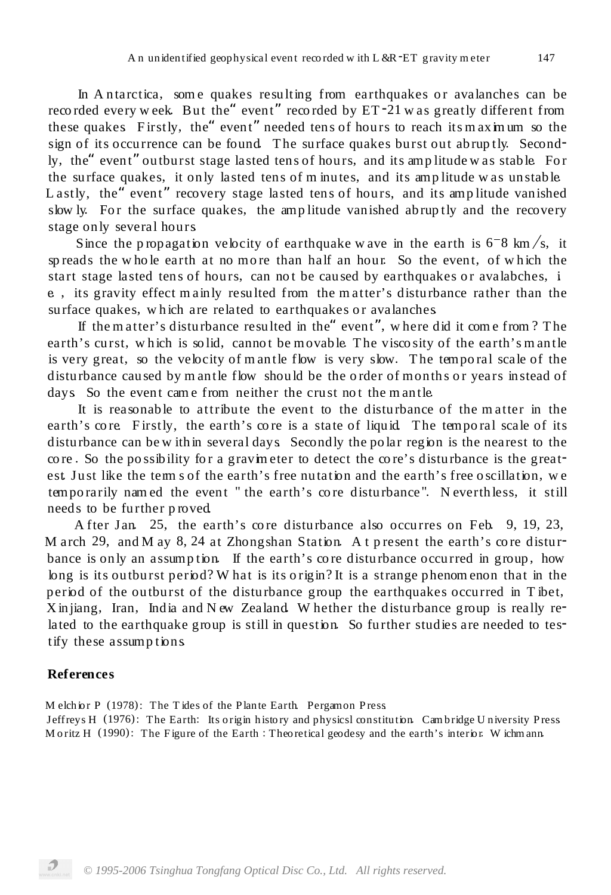In Antarctica, some quakes resulting from earthquakes or avalanches can be recorded every week. But the "event" recorded by ET-21 was greatly different from these quakes. Firstly, the "event" needed tens of hours to reach its maximum so the sign of its occurrence can be found. The surface quakes burst out abruptly. Secondly, the "event" outburst stage lasted tens of hours, and its amplitude was stable. For the surface quakes, it only lasted tens of minutes, and its amplitude was unstable. Lastly, the "event" recovery stage lasted tens of hours, and its amplitude vanished slowly. For the surface quakes, the amplitude vanished abruptly and the recovery stage only several hours.

Since the propagation velocity of earthquake wave in the earth is 6–8 km/s, it spreads the whole earth at no more than half an hour. So the event, of which the start stage lasted tens of hours, can not be caused by earthquakes or avalabches, i.e., its gravity effect mainly resulted from the matter's disturbance rather than the surface quakes, which are related to earthquakes or avalanches.

If the matter's disturbance resulted in the "event", where did it come from? The earth's curst, which is solid, cannot be movable. The viscosity of the earth's mantle is very great, so the velocity of mantle flow is very slow. The temporal scale of the disturbance caused by mantle flow should be the order of months or years instead of days. So the event came from neither the crust not the mantle.

It is reasonable to attribute the event to the disturbance of the matter in the earth's core. Firstly, the earth's core is a state of liquid. The temporal scale of its disturbance can be within several days. Secondly the polar region is the nearest to the core. So the possibility for a gravimeter to detect the core's disturbance is the greatest. Just like the terms of the earth's free nutation and the earth's free oscillation, we temporarily named the event "the earth's core disturbance". Neverthless, it still needs to be further proved.

After Jan. 25, the earth's core disturbance also occurres on Feb. 9, 19, 23, March 29, and May 8, 24 at Zhongshan Station. At present the earth's core disturbance is only an assumption. If the earth's core disturbance occurred in group, how long is its outburst period? What is its origin? It is a strange phenomenon that in the period of the outburst of the disturbance group the earthquakes occurred in Tibet, Xinjiang, Iran, India and New Zealand. Whether the disturbance group is really related to the earthquake group is still in question. So further studies are needed to testify these assumptions.

## References

Melchior P (1978): The Tides of the Plante Earth. Pergamon Press.

Jeffreys H (1976): The Earth: Its origin history and physicsl constitution. Cambridge University Press.

Moritz H (1990): The Figure of the Earth: Theoretical geodesy and the earth's interior. Wichmann.